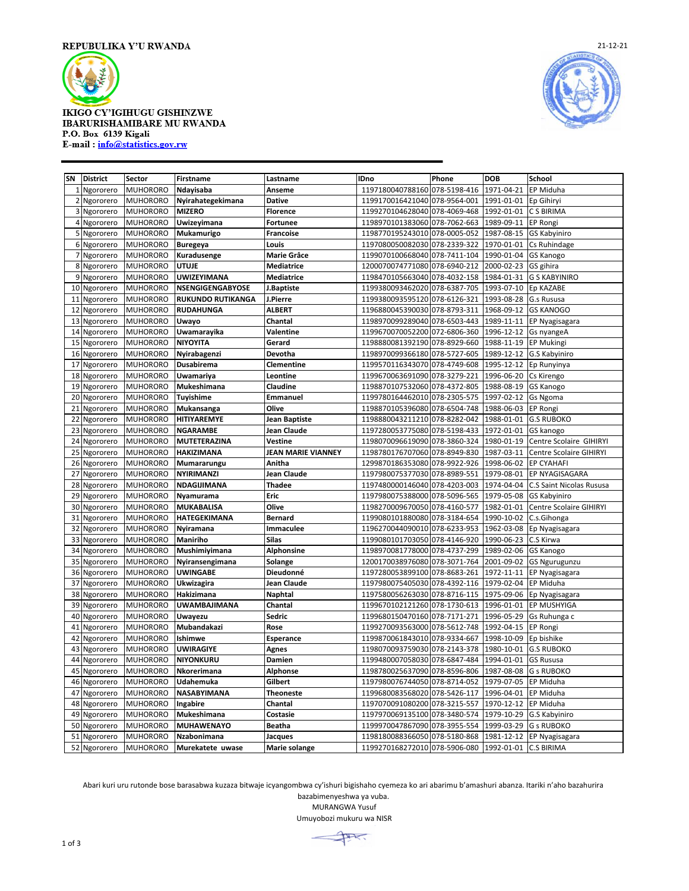REPUBULIKA Y'U RWANDA

21-12-21

**IKIGO CY'IGIHUGU GISHINZWE IBARURISHAMIBARE MU RWANDA**
**P.O. Box 6139 Kigali**
**E-mail : info@statistics.gov.rw**

| SN | District | Sector | Firstname | Lastname | IDno | Phone | DOB | School |
|---|---|---|---|---|---|---|---|---|
| 1 | Ngororero | MUHORORO | Ndayisaba | Anseme | 1197180040788160 | 078-5198-416 | 1971-04-21 | EP Miduha |
| 2 | Ngororero | MUHORORO | Nyirahategekimana | Dative | 1199170016421040 | 078-9564-001 | 1991-01-01 | Ep Gihiryi |
| 3 | Ngororero | MUHORORO | MIZERO | Florence | 1199270104628040 | 078-4069-468 | 1992-01-01 | C S BIRIMA |
| 4 | Ngororero | MUHORORO | Uwizeyimana | Fortunee | 1198970101383060 | 078-7062-663 | 1989-09-11 | EP Rongi |
| 5 | Ngororero | MUHORORO | Mukamurigo | Francoise | 1198770195243010 | 078-0005-052 | 1987-08-15 | GS Kabyiniro |
| 6 | Ngororero | MUHORORO | Buregeya | Louis | 1197080050082030 | 078-2339-322 | 1970-01-01 | Cs Ruhindage |
| 7 | Ngororero | MUHORORO | Kuradusenge | Marie Grâce | 1199070100668040 | 078-7411-104 | 1990-01-04 | GS Kanogo |
| 8 | Ngororero | MUHORORO | UTUJE | Mediatrice | 1200070074771080 | 078-6940-212 | 2000-02-23 | GS gihira |
| 9 | Ngororero | MUHORORO | UWIZEYIMANA | Mediatrice | 1198470105663040 | 078-4032-158 | 1984-01-31 | G S KABYINIRO |
| 10 | Ngororero | MUHORORO | NSENGIGENGABYOSE | J.Baptiste | 1199380093462020 | 078-6387-705 | 1993-07-10 | Ep KAZABE |
| 11 | Ngororero | MUHORORO | RUKUNDO RUTIKANGA | J.Pierre | 1199380093595120 | 078-6126-321 | 1993-08-28 | G.s Rususa |
| 12 | Ngororero | MUHORORO | RUDAHUNGA | ALBERT | 1196880045390030 | 078-8793-311 | 1968-09-12 | GS KANOGO |
| 13 | Ngororero | MUHORORO | Uwayo | Chantal | 1198970099289040 | 078-6503-443 | 1989-11-11 | EP Nyagisagara |
| 14 | Ngororero | MUHORORO | Uwamarayika | Valentine | 1199670070052200 | 072-6806-360 | 1996-12-12 | Gs nyangeA |
| 15 | Ngororero | MUHORORO | NIYOYITA | Gerard | 1198880081392190 | 078-8929-660 | 1988-11-19 | EP Mukingi |
| 16 | Ngororero | MUHORORO | Nyirabagenzi | Devotha | 1198970099366180 | 078-5727-605 | 1989-12-12 | G.S Kabyiniro |
| 17 | Ngororero | MUHORORO | Dusabirema | Clementine | 1199570116343070 | 078-4749-608 | 1995-12-12 | Ep Runyinya |
| 18 | Ngororero | MUHORORO | Uwamariya | Leontine | 1199670063691090 | 078-3279-221 | 1996-06-20 | Cs Kirengo |
| 19 | Ngororero | MUHORORO | Mukeshimana | Claudine | 1198870107532060 | 078-4372-805 | 1988-08-19 | GS Kanogo |
| 20 | Ngororero | MUHORORO | Tuyishime | Emmanuel | 1199780164462010 | 078-2305-575 | 1997-02-12 | Gs Ngoma |
| 21 | Ngororero | MUHORORO | Mukansanga | Olive | 1198870105396080 | 078-6504-748 | 1988-06-03 | EP Rongi |
| 22 | Ngororero | MUHORORO | HITIYAREMYE | Jean Baptiste | 1198880043211210 | 078-8282-042 | 1988-01-01 | G.S RUBOKO |
| 23 | Ngororero | MUHORORO | NGARAMBE | Jean Claude | 1197280053775080 | 078-5198-433 | 1972-01-01 | GS kanogo |
| 24 | Ngororero | MUHORORO | MUTETERAZINA | Vestine | 1198070096619090 | 078-3860-324 | 1980-01-19 | Centre Scolaire GIHIRYI |
| 25 | Ngororero | MUHORORO | HAKIZIMANA | JEAN MARIE VIANNEY | 1198780176707060 | 078-8949-830 | 1987-03-11 | Centre Scolaire GIHIRYI |
| 26 | Ngororero | MUHORORO | Mumararungu | Anitha | 1299870186353080 | 078-9922-926 | 1998-06-02 | EP CYAHAFI |
| 27 | Ngororero | MUHORORO | NYIRIMANZI | Jean Claude | 1197980075377030 | 078-8989-551 | 1979-08-01 | EP NYAGISAGARA |
| 28 | Ngororero | MUHORORO | NDAGIJIMANA | Thadee | 1197480000146040 | 078-4203-003 | 1974-04-04 | C.S Saint Nicolas Rususa |
| 29 | Ngororero | MUHORORO | Nyamurama | Eric | 1197980075388000 | 078-5096-565 | 1979-05-08 | GS Kabyiniro |
| 30 | Ngororero | MUHORORO | MUKABALISA | Olive | 1198270009670050 | 078-4160-577 | 1982-01-01 | Centre Scolaire GIHIRYI |
| 31 | Ngororero | MUHORORO | HATEGEKIMANA | Bernard | 1199080101880080 | 078-3184-654 | 1990-10-02 | C.s.Gihonga |
| 32 | Ngororero | MUHORORO | Nyiramana | Immaculee | 1196270044090010 | 078-6233-953 | 1962-03-08 | Ep Nyagisagara |
| 33 | Ngororero | MUHORORO | Maniriho | Silas | 1199080101703050 | 078-4146-920 | 1990-06-23 | C.S Kirwa |
| 34 | Ngororero | MUHORORO | Mushimiyimana | Alphonsine | 1198970081778000 | 078-4737-299 | 1989-02-06 | GS Kanogo |
| 35 | Ngororero | MUHORORO | Nyiransengimana | Solange | 1200170038976080 | 078-3071-764 | 2001-09-02 | GS Ngurugunzu |
| 36 | Ngororero | MUHORORO | UWINGABE | Dieudonné | 1197280053899100 | 078-8683-261 | 1972-11-11 | EP Nyagisagara |
| 37 | Ngororero | MUHORORO | Ukwizagira | Jean Claude | 1197980075405030 | 078-4392-116 | 1979-02-04 | EP Miduha |
| 38 | Ngororero | MUHORORO | Hakizimana | Naphtal | 1197580056263030 | 078-8716-115 | 1975-09-06 | Ep Nyagisagara |
| 39 | Ngororero | MUHORORO | UWAMBAJIMANA | Chantal | 1199670121121260 | 078-1730-613 | 1996-01-01 | EP MUSHYIGA |
| 40 | Ngororero | MUHORORO | Uwayezu | Sedric | 1199680150470160 | 078-7171-271 | 1996-05-29 | Gs Ruhunga c |
| 41 | Ngororero | MUHORORO | Mubandakazi | Rose | 1199270093563000 | 078-5612-748 | 1992-04-15 | EP Rongi |
| 42 | Ngororero | MUHORORO | Ishimwe | Esperance | 1199870061843010 | 078-9334-667 | 1998-10-09 | Ep bishike |
| 43 | Ngororero | MUHORORO | UWIRAGIYE | Agnes | 1198070093759030 | 078-2143-378 | 1980-10-01 | G.S RUBOKO |
| 44 | Ngororero | MUHORORO | NIYONKURU | Damien | 1199480007058030 | 078-6847-484 | 1994-01-01 | GS Rususa |
| 45 | Ngororero | MUHORORO | Nkorerimana | Alphonse | 1198780025637090 | 078-8596-806 | 1987-08-08 | G s RUBOKO |
| 46 | Ngororero | MUHORORO | Udahemuka | Gilbert | 1197980076744050 | 078-8714-052 | 1979-07-05 | EP Miduha |
| 47 | Ngororero | MUHORORO | NASABYIMANA | Theoneste | 1199680083568020 | 078-5426-117 | 1996-04-01 | EP Miduha |
| 48 | Ngororero | MUHORORO | Ingabire | Chantal | 1197070091080200 | 078-3215-557 | 1970-12-12 | EP Miduha |
| 49 | Ngororero | MUHORORO | Mukeshimana | Costasie | 1197970069135100 | 078-3480-574 | 1979-10-29 | G.S Kabyiniro |
| 50 | Ngororero | MUHORORO | MUHAWENAYO | Beatha | 1199970047867090 | 078-3955-554 | 1999-03-29 | G s RUBOKO |
| 51 | Ngororero | MUHORORO | Nzabonimana | Jacques | 1198180088366050 | 078-5180-868 | 1981-12-12 | EP Nyagisagara |
| 52 | Ngororero | MUHORORO | Murekatete uwase | Marie solange | 1199270168272010 | 078-5906-080 | 1992-01-01 | C.S BIRIMA |

Abari kuri uru rutonde bose barasabwa kuzaza bitwaje icyangombwa cy'ishuri bigishaho cyemeza ko ari abarimu b'amashuri abanza. Itariki n'aho bazahurira bazabimenyeshwa ya vuba.

MURANGWA Yusuf

Umuyobozi mukuru wa NISR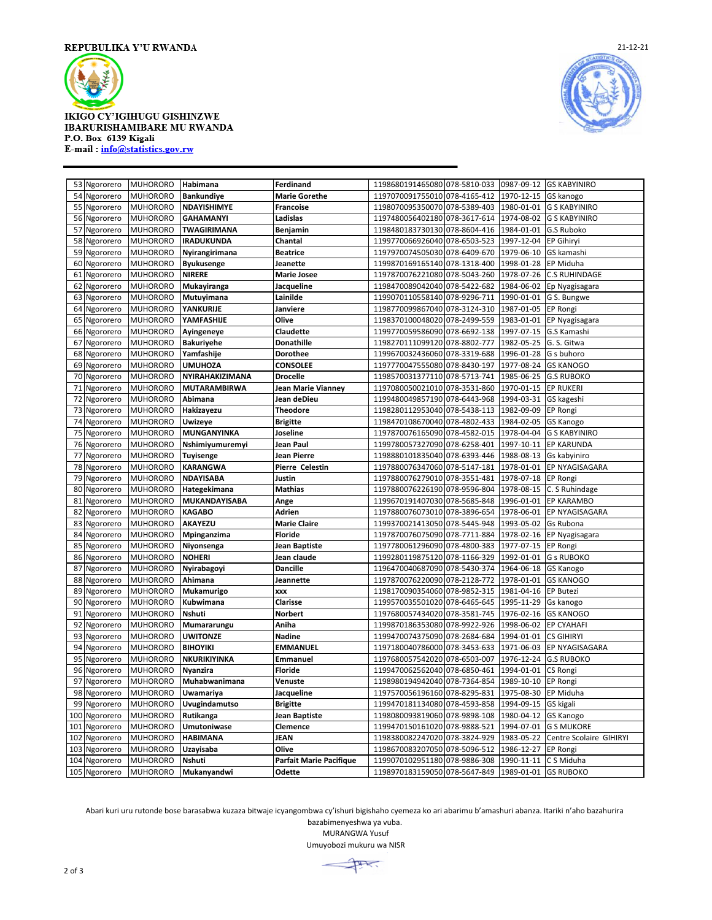REPUBULIKA Y'U RWANDA

21-12-21

IKIGO CY'IGIHUGU GISHINZWE
IBARURISHAMIBARE MU RWANDA
P.O. Box 6139 Kigali
E-mail : info@statistics.gov.rw

| | | | | | | | | |
|---|---|---|---|---|---|---|---|---|
| 53 | Ngororero | MUHORORO | **Habimana** | **Ferdinand** | 1198680191465080 | 078-5810-033 | 0987-09-12 | GS KABYINIRO |
| 54 | Ngororero | MUHORORO | **Bankundiye** | **Marie Gorethe** | 1197070091755010 | 078-4165-412 | 1970-12-15 | GS kanogo |
| 55 | Ngororero | MUHORORO | **NDAYISHIMYE** | **Francoise** | 1198070095350070 | 078-5389-403 | 1980-01-01 | G S KABYINIRO |
| 56 | Ngororero | MUHORORO | **GAHAMANYI** | **Ladislas** | 1197480056402180 | 078-3617-614 | 1974-08-02 | G S KABYINIRO |
| 57 | Ngororero | MUHORORO | **TWAGIRIMANA** | **Benjamin** | 1198480183730130 | 078-8604-416 | 1984-01-01 | G.S Ruboko |
| 58 | Ngororero | MUHORORO | **IRADUKUNDA** | **Chantal** | 1199770066926040 | 078-6503-523 | 1997-12-04 | EP Gihiryi |
| 59 | Ngororero | MUHORORO | **Nyirangirimana** | **Beatrice** | 1197970074505030 | 078-6409-670 | 1979-06-10 | GS kamashi |
| 60 | Ngororero | MUHORORO | **Byukusenge** | **Jeanette** | 1199870169165140 | 078-1318-400 | 1998-01-28 | EP Miduha |
| 61 | Ngororero | MUHORORO | **NIRERE** | **Marie Josee** | 1197870076221080 | 078-5043-260 | 1978-07-26 | C.S RUHINDAGE |
| 62 | Ngororero | MUHORORO | **Mukayiranga** | **Jacqueline** | 1198470089042040 | 078-5422-682 | 1984-06-02 | Ep Nyagisagara |
| 63 | Ngororero | MUHORORO | **Mutuyimana** | **Lainilde** | 1199070100558140 | 078-9296-711 | 1990-01-01 | G S. Bungwe |
| 64 | Ngororero | MUHORORO | **YANKURIJE** | **Janviere** | 1198770099867040 | 078-3124-310 | 1987-01-05 | EP Rongi |
| 65 | Ngororero | MUHORORO | **YAMFASHIJE** | **Olive** | 1198370100048020 | 078-2499-559 | 1983-01-01 | EP Nyagisagara |
| 66 | Ngororero | MUHORORO | **Ayingeneye** | **Claudette** | 1199770059586090 | 078-6692-138 | 1997-07-15 | G.S Kamashi |
| 67 | Ngororero | MUHORORO | **Bakuriyehe** | **Donathille** | 1198270111099120 | 078-8802-777 | 1982-05-25 | G. S. Gitwa |
| 68 | Ngororero | MUHORORO | **Yamfashije** | **Dorothee** | 1199670032436060 | 078-3319-688 | 1996-01-28 | G s buhoro |
| 69 | Ngororero | MUHORORO | **UMUHOZA** | **CONSOLEE** | 1197770047555080 | 078-8430-197 | 1977-08-24 | GS KANOGO |
| 70 | Ngororero | MUHORORO | **NYIRAHAKIZIMANA** | **Drocelle** | 1198570031377110 | 078-5713-741 | 1985-06-25 | G.S RUBOKO |
| 71 | Ngororero | MUHORORO | **MUTARAMBIRWA** | **Jean Marie Vianney** | 1197080050021010 | 078-3531-860 | 1970-01-15 | EP RUKERI |
| 72 | Ngororero | MUHORORO | **Abimana** | **Jean deDieu** | 1199480049857190 | 078-6443-968 | 1994-03-31 | GS kageshi |
| 73 | Ngororero | MUHORORO | **Hakizayezu** | **Theodore** | 1198280112953040 | 078-5438-113 | 1982-09-09 | EP Rongi |
| 74 | Ngororero | MUHORORO | **Uwizeye** | **Brigitte** | 1198470108670040 | 078-4802-433 | 1984-02-05 | GS Kanogo |
| 75 | Ngororero | MUHORORO | **MUNGANYINKA** | **Joseline** | 1197870076165090 | 078-4582-015 | 1978-04-04 | G S KABYINIRO |
| 76 | Ngororero | MUHORORO | **Nshimiyumuremyi** | **Jean Paul** | 1199780057327090 | 078-6258-401 | 1997-10-11 | EP KARUNDA |
| 77 | Ngororero | MUHORORO | **Tuyisenge** | **Jean Pierre** | 1198880101835040 | 078-6393-446 | 1988-08-13 | Gs kabyiniro |
| 78 | Ngororero | MUHORORO | **KARANGWA** | **Pierre Celestin** | 1197880076347060 | 078-5147-181 | 1978-01-01 | EP NYAGISAGARA |
| 79 | Ngororero | MUHORORO | **NDAYISABA** | **Justin** | 1197880076279010 | 078-3551-481 | 1978-07-18 | EP Rongi |
| 80 | Ngororero | MUHORORO | **Hategekimana** | **Mathias** | 1197880076226190 | 078-9596-804 | 1978-08-15 | C. S Ruhindage |
| 81 | Ngororero | MUHORORO | **MUKANDAYISABA** | **Ange** | 1199670191407030 | 078-5685-848 | 1996-01-01 | EP KARAMBO |
| 82 | Ngororero | MUHORORO | **KAGABO** | **Adrien** | 1197880076073010 | 078-3896-654 | 1978-06-01 | EP NYAGISAGARA |
| 83 | Ngororero | MUHORORO | **AKAYEZU** | **Marie Claire** | 1199370021413050 | 078-5445-948 | 1993-05-02 | Gs Rubona |
| 84 | Ngororero | MUHORORO | **Mpinganzima** | **Floride** | 1197870076075090 | 078-7711-884 | 1978-02-16 | EP Nyagisagara |
| 85 | Ngororero | MUHORORO | **Niyonsenga** | **Jean Baptiste** | 1197780061296090 | 078-4800-383 | 1977-07-15 | EP Rongi |
| 86 | Ngororero | MUHORORO | **NOHERI** | **Jean claude** | 1199280119875120 | 078-1166-329 | 1992-01-01 | G s RUBOKO |
| 87 | Ngororero | MUHORORO | **Nyirabagoyi** | **Dancille** | 1196470040687090 | 078-5430-374 | 1964-06-18 | GS Kanogo |
| 88 | Ngororero | MUHORORO | **Ahimana** | **Jeannette** | 1197870076220090 | 078-2128-772 | 1978-01-01 | GS KANOGO |
| 89 | Ngororero | MUHORORO | **Mukamurigo** | **xxx** | 1198170090354060 | 078-9852-315 | 1981-04-16 | EP Butezi |
| 90 | Ngororero | MUHORORO | **Kubwimana** | **Clarisse** | 1199570035501020 | 078-6465-645 | 1995-11-29 | Gs kanogo |
| 91 | Ngororero | MUHORORO | **Nshuti** | **Norbert** | 1197680057434020 | 078-3581-745 | 1976-02-16 | GS KANOGO |
| 92 | Ngororero | MUHORORO | **Mumararungu** | **Aniha** | 1199870186353080 | 078-9922-926 | 1998-06-02 | EP CYAHAFI |
| 93 | Ngororero | MUHORORO | **UWITONZE** | **Nadine** | 1199470074375090 | 078-2684-684 | 1994-01-01 | CS GIHIRYI |
| 94 | Ngororero | MUHORORO | **BIHOYIKI** | **EMMANUEL** | 1197180040786000 | 078-3453-633 | 1971-06-03 | EP NYAGISAGARA |
| 95 | Ngororero | MUHORORO | **NKURIKIYINKA** | **Emmanuel** | 1197680057542020 | 078-6503-007 | 1976-12-24 | G.S RUBOKO |
| 96 | Ngororero | MUHORORO | **Nyanzira** | **Floride** | 1199470062562040 | 078-6850-461 | 1994-01-01 | CS Rongi |
| 97 | Ngororero | MUHORORO | **Muhabwanimana** | **Venuste** | 1198980194942040 | 078-7364-854 | 1989-10-10 | EP Rongi |
| 98 | Ngororero | MUHORORO | **Uwamariya** | **Jacqueline** | 1197570056196160 | 078-8295-831 | 1975-08-30 | EP Miduha |
| 99 | Ngororero | MUHORORO | **Uvugindamutso** | **Brigitte** | 1199470181134080 | 078-4593-858 | 1994-09-15 | GS kigali |
| 100 | Ngororero | MUHORORO | **Rutikanga** | **Jean Baptiste** | 1198080093819060 | 078-9898-108 | 1980-04-12 | GS Kanogo |
| 101 | Ngororero | MUHORORO | **Umutoniwase** | **Clemence** | 1199470150161020 | 078-9888-521 | 1994-07-01 | G S MUKORE |
| 102 | Ngororero | MUHORORO | **HABIMANA** | **JEAN** | 1198380082247020 | 078-3824-929 | 1983-05-22 | Centre Scolaire GIHIRYI |
| 103 | Ngororero | MUHORORO | **Uzayisaba** | **Olive** | 1198670083207050 | 078-5096-512 | 1986-12-27 | EP Rongi |
| 104 | Ngororero | MUHORORO | **Nshuti** | **Parfait Marie Pacifique** | 1199070102951180 | 078-9886-308 | 1990-11-11 | C S Miduha |
| 105 | Ngororero | MUHORORO | **Mukanyandwi** | **Odette** | 1198970183159050 | 078-5647-849 | 1989-01-01 | GS RUBOKO |

Abari kuri uru rutonde bose barasabwa kuzaza bitwaje icyangombwa cy'ishuri bigishaho cyemeza ko ari abarimu b'amashuri abanza. Itariki n'aho bazahurira bazabimenyeshwa ya vuba.

MURANGWA Yusuf

Umuyobozi mukuru wa NISR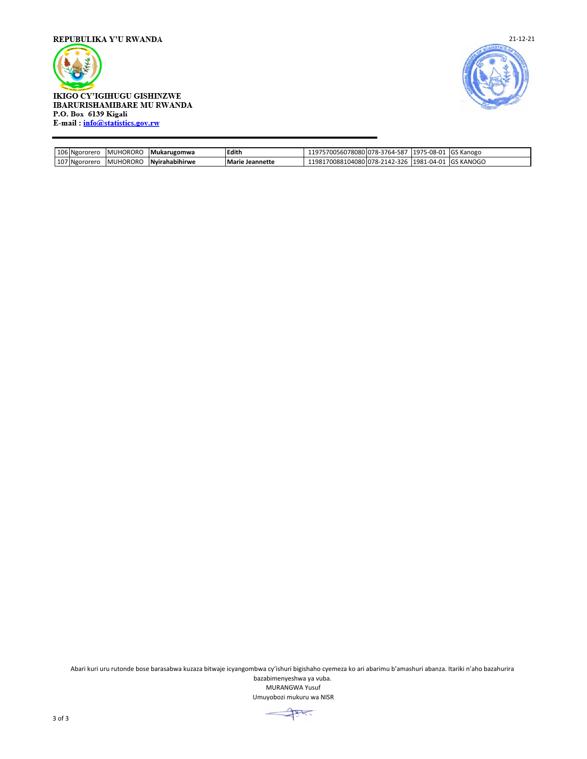**REPUBULIKA Y'U RWANDA**

21-12-21

**IKIGO CY'IGIHUGU GISHINZWE IBARURISHAMIBARE MU RWANDA**
**P.O. Box 6139 Kigali**
**E-mail : info@statistics.gov.rw**

| | | | | | | | | |
|---|---|---|---|---|---|---|---|---|
| 106 | Ngororero | MUHORORO | **Mukarugomwa** | **Edith** | 1197570056078080 | 078-3764-587 | 1975-08-01 | GS Kanogo |
| 107 | Ngororero | MUHORORO | **Nyirahabihirwe** | **Marie Jeannette** | 1198170088104080 | 078-2142-326 | 1981-04-01 | GS KANOGO |

Abari kuri uru rutonde bose barasabwa kuzaza bitwaje icyangombwa cy'ishuri bigishaho cyemeza ko ari abarimu b'amashuri abanza. Itariki n'aho bazahurira bazabimenyeshwa ya vuba.

MURANGWA Yusuf

Umuyobozi mukuru wa NISR